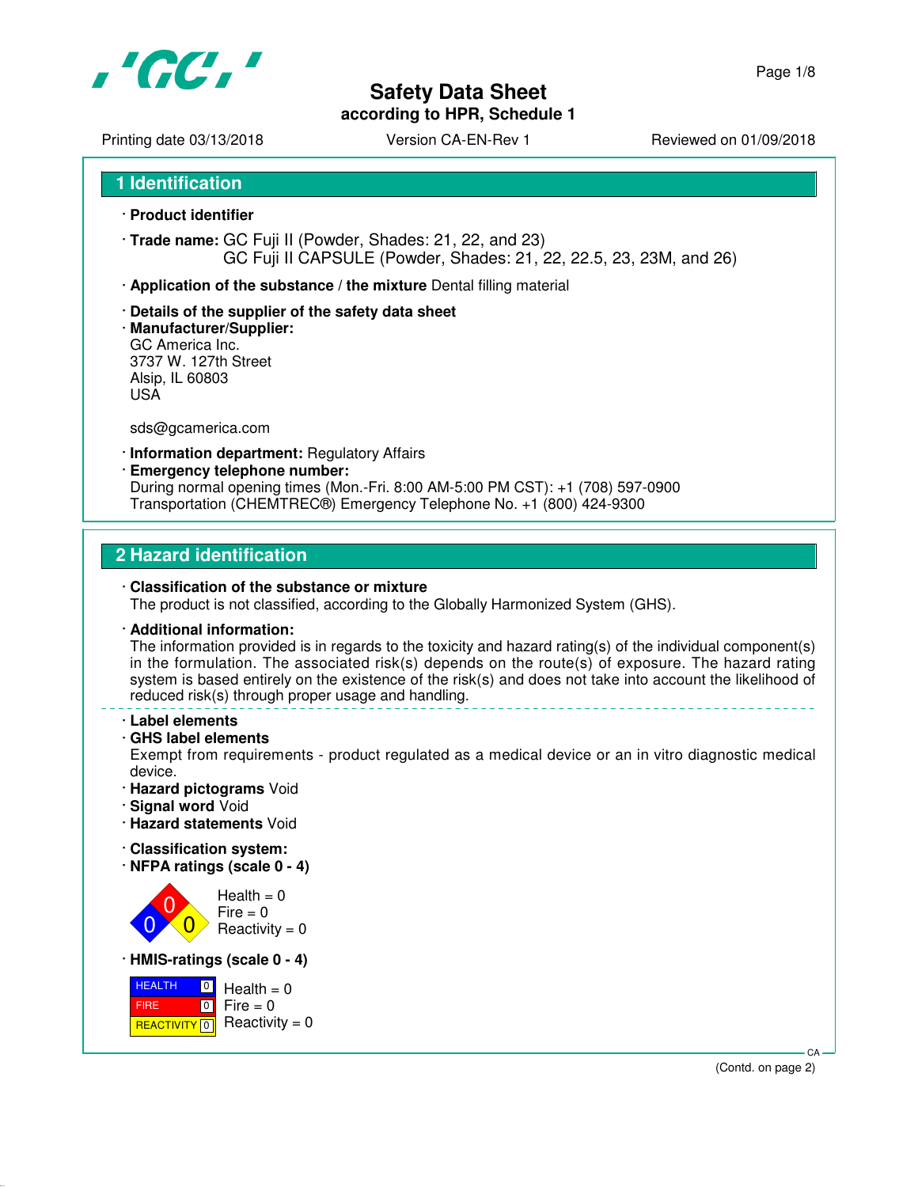# Safety Data Sheet

**according to HPR, Schedule 1**

Printing date 03/13/2018 | Version CA-EN-Rev 1 | Reviewed on 01/09/2018

## 1 Identification

- **Product identifier**
- **Trade name:** GC Fuji II (Powder, Shades: 21, 22, and 23)
  GC Fuji II CAPSULE (Powder, Shades: 21, 22, 22.5, 23, 23M, and 26)
- **Application of the substance / the mixture** Dental filling material
- **Details of the supplier of the safety data sheet**
- **Manufacturer/Supplier:**
  GC America Inc.
  3737 W. 127th Street
  Alsip, IL 60803
  USA

  sds@gcamerica.com
- **Information department:** Regulatory Affairs
- **Emergency telephone number:**
  During normal opening times (Mon.-Fri. 8:00 AM-5:00 PM CST): +1 (708) 597-0900
  Transportation (CHEMTREC®) Emergency Telephone No. +1 (800) 424-9300

## 2 Hazard identification

- **Classification of the substance or mixture**
  The product is not classified, according to the Globally Harmonized System (GHS).
- **Additional information:**
  The information provided is in regards to the toxicity and hazard rating(s) of the individual component(s) in the formulation. The associated risk(s) depends on the route(s) of exposure. The hazard rating system is based entirely on the existence of the risk(s) and does not take into account the likelihood of reduced risk(s) through proper usage and handling.

---

- **Label elements**
- **GHS label elements**
  Exempt from requirements - product regulated as a medical device or an in vitro diagnostic medical device.
- **Hazard pictograms** Void
- **Signal word** Void
- **Hazard statements** Void
- **Classification system:**
- **NFPA ratings (scale 0 - 4)**

  Health = 0
  Fire = 0
  Reactivity = 0
- **HMIS-ratings (scale 0 - 4)**

| | | |
|---|---|---|
| HEALTH | 0 | Health = 0 |
| FIRE | 0 | Fire = 0 |
| REACTIVITY | 0 | Reactivity = 0 |

(Contd. on page 2)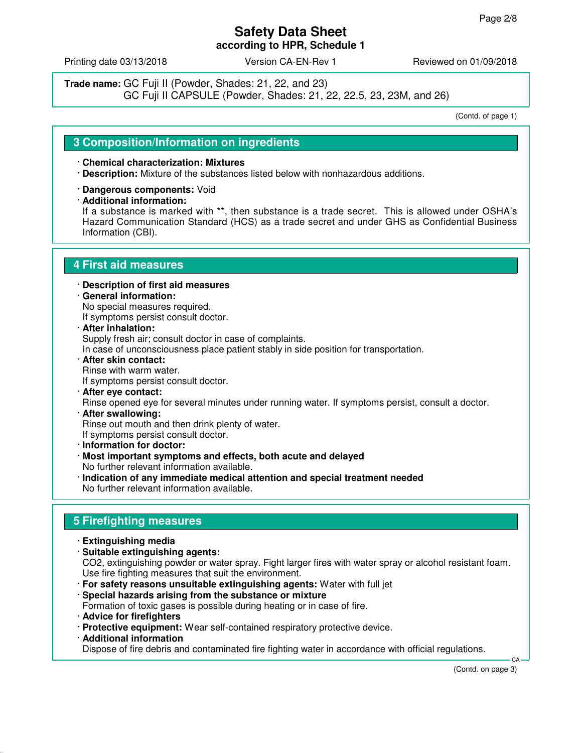Trade name: GC Fuji II (Powder, Shades: 21, 22, and 23)
GC Fuji II CAPSULE (Powder, Shades: 21, 22, 22.5, 23, 23M, and 26)

(Contd. of page 1)

## 3 Composition/Information on ingredients

- **Chemical characterization: Mixtures**
- **Description:** Mixture of the substances listed below with nonhazardous additions.

- **Dangerous components:** Void
- **Additional information:**
  If a substance is marked with **, then substance is a trade secret. This is allowed under OSHA's Hazard Communication Standard (HCS) as a trade secret and under GHS as Confidential Business Information (CBI).

## 4 First aid measures

- **Description of first aid measures**
- **General information:**
  No special measures required.
  If symptoms persist consult doctor.
- **After inhalation:**
  Supply fresh air; consult doctor in case of complaints.
  In case of unconsciousness place patient stably in side position for transportation.
- **After skin contact:**
  Rinse with warm water.
  If symptoms persist consult doctor.
- **After eye contact:**
  Rinse opened eye for several minutes under running water. If symptoms persist, consult a doctor.
- **After swallowing:**
  Rinse out mouth and then drink plenty of water.
  If symptoms persist consult doctor.
- **Information for doctor:**
- **Most important symptoms and effects, both acute and delayed**
  No further relevant information available.
- **Indication of any immediate medical attention and special treatment needed**
  No further relevant information available.

## 5 Firefighting measures

- **Extinguishing media**
- **Suitable extinguishing agents:**
  $CO_2$, extinguishing powder or water spray. Fight larger fires with water spray or alcohol resistant foam.
  Use fire fighting measures that suit the environment.
- **For safety reasons unsuitable extinguishing agents:** Water with full jet
- **Special hazards arising from the substance or mixture**
  Formation of toxic gases is possible during heating or in case of fire.
- **Advice for firefighters**
- **Protective equipment:** Wear self-contained respiratory protective device.
- **Additional information**
  Dispose of fire debris and contaminated fire fighting water in accordance with official regulations.

(Contd. on page 3)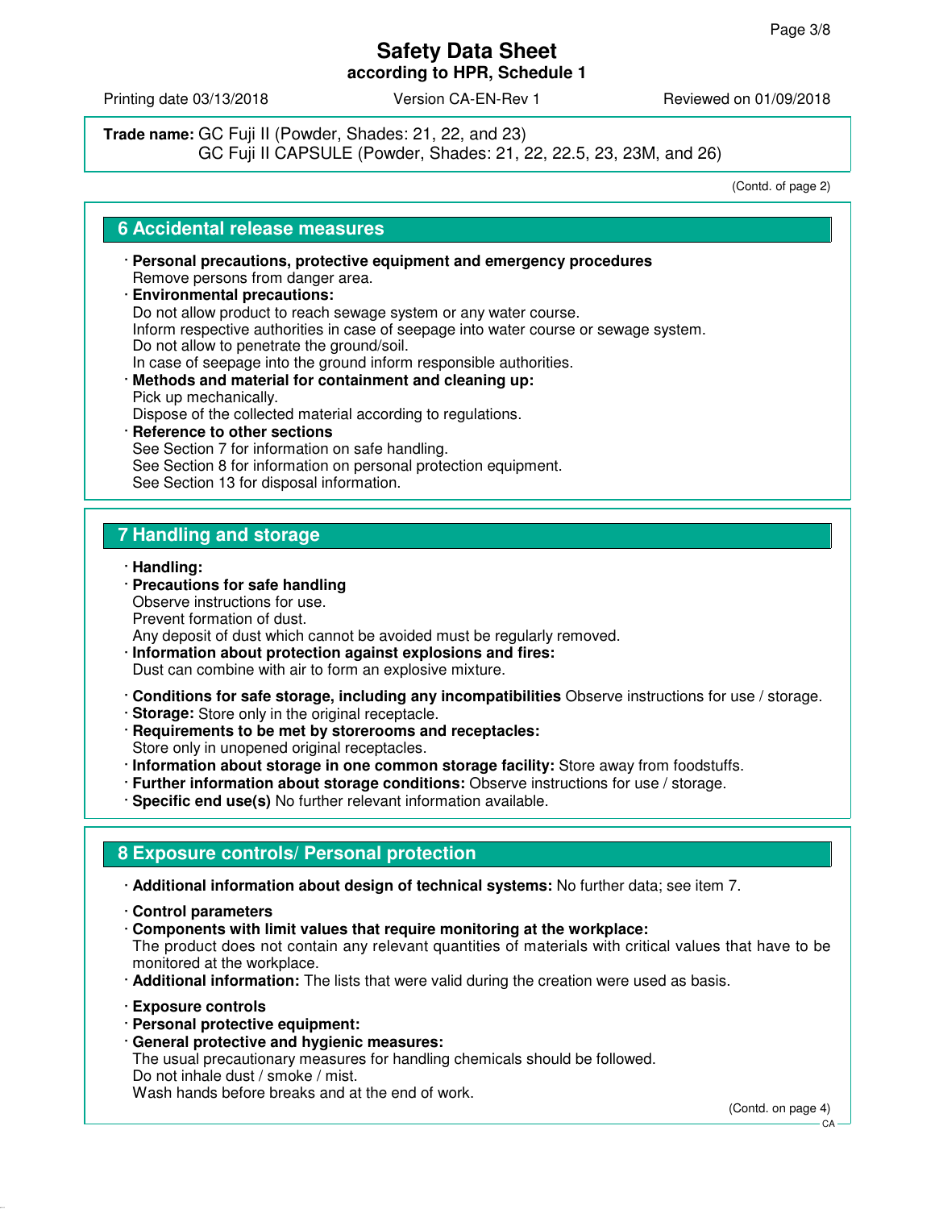**Trade name:** GC Fuji II (Powder, Shades: 21, 22, and 23)
GC Fuji II CAPSULE (Powder, Shades: 21, 22, 22.5, 23, 23M, and 26)

(Contd. of page 2)

## 6 Accidental release measures

- **Personal precautions, protective equipment and emergency procedures**
  Remove persons from danger area.
- **Environmental precautions:**
  Do not allow product to reach sewage system or any water course.
  Inform respective authorities in case of seepage into water course or sewage system.
  Do not allow to penetrate the ground/soil.
  In case of seepage into the ground inform responsible authorities.
- **Methods and material for containment and cleaning up:**
  Pick up mechanically.
  Dispose of the collected material according to regulations.
- **Reference to other sections**
  See Section 7 for information on safe handling.
  See Section 8 for information on personal protection equipment.
  See Section 13 for disposal information.

## 7 Handling and storage

- **Handling:**
- **Precautions for safe handling**
  Observe instructions for use.
  Prevent formation of dust.
  Any deposit of dust which cannot be avoided must be regularly removed.
- **Information about protection against explosions and fires:**
  Dust can combine with air to form an explosive mixture.

- **Conditions for safe storage, including any incompatibilities** Observe instructions for use / storage.
- **Storage:** Store only in the original receptacle.
- **Requirements to be met by storerooms and receptacles:**
  Store only in unopened original receptacles.
- **Information about storage in one common storage facility:** Store away from foodstuffs.
- **Further information about storage conditions:** Observe instructions for use / storage.
- **Specific end use(s)** No further relevant information available.

## 8 Exposure controls/ Personal protection

- **Additional information about design of technical systems:** No further data; see item 7.

- **Control parameters**
- **Components with limit values that require monitoring at the workplace:**
  The product does not contain any relevant quantities of materials with critical values that have to be monitored at the workplace.
- **Additional information:** The lists that were valid during the creation were used as basis.

- **Exposure controls**
- **Personal protective equipment:**
- **General protective and hygienic measures:**
  The usual precautionary measures for handling chemicals should be followed.
  Do not inhale dust / smoke / mist.
  Wash hands before breaks and at the end of work.

(Contd. on page 4)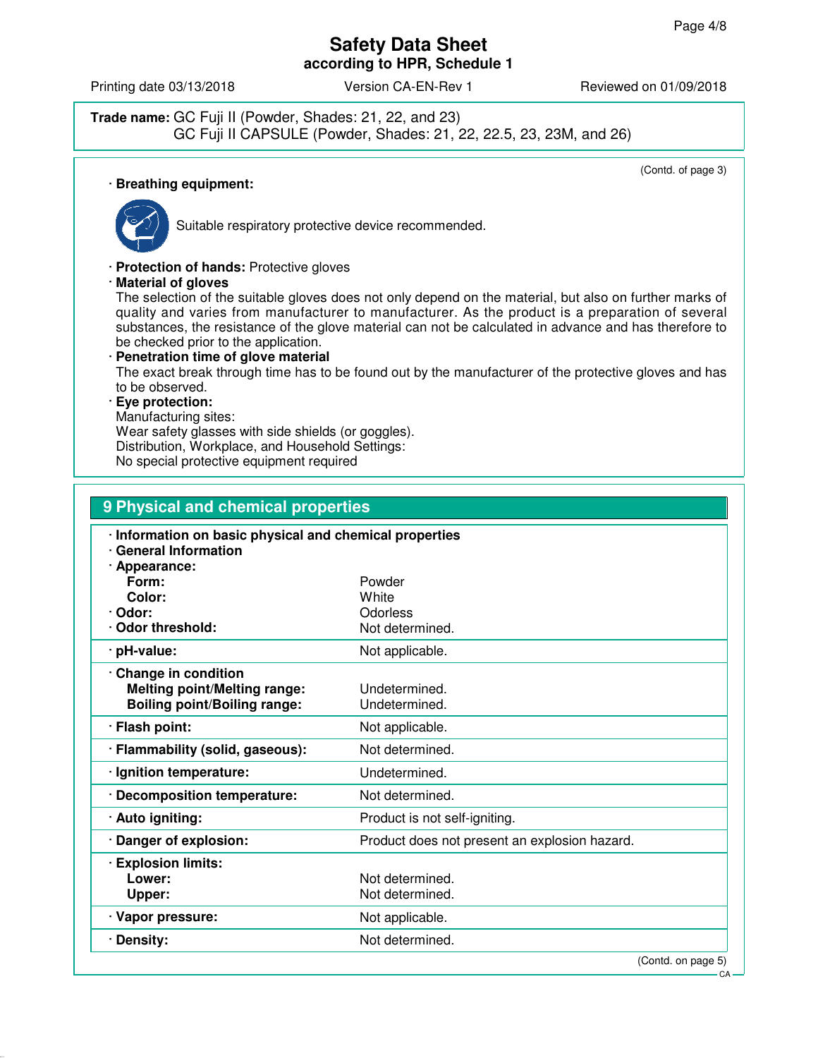**Trade name:** GC Fuji II (Powder, Shades: 21, 22, and 23)
GC Fuji II CAPSULE (Powder, Shades: 21, 22, 22.5, 23, 23M, and 26)

(Contd. of page 3)

· **Breathing equipment:**

Suitable respiratory protective device recommended.

· **Protection of hands:** Protective gloves

· **Material of gloves**

The selection of the suitable gloves does not only depend on the material, but also on further marks of quality and varies from manufacturer to manufacturer. As the product is a preparation of several substances, the resistance of the glove material can not be calculated in advance and has therefore to be checked prior to the application.

· **Penetration time of glove material**

The exact break through time has to be found out by the manufacturer of the protective gloves and has to be observed.

· **Eye protection:**

Manufacturing sites:
Wear safety glasses with side shields (or goggles).
Distribution, Workplace, and Household Settings:
No special protective equipment required

## 9 Physical and chemical properties

| | |
|---|---|
| · **Information on basic physical and chemical properties** | |
| · **General Information** | |
| · **Appearance:** | |
| **Form:** | Powder |
| **Color:** | White |
| · **Odor:** | Odorless |
| · **Odor threshold:** | Not determined. |
| · **pH-value:** | Not applicable. |
| · **Change in condition** | |
| **Melting point/Melting range:** | Undetermined. |
| **Boiling point/Boiling range:** | Undetermined. |
| · **Flash point:** | Not applicable. |
| · **Flammability (solid, gaseous):** | Not determined. |
| · **Ignition temperature:** | Undetermined. |
| · **Decomposition temperature:** | Not determined. |
| · **Auto igniting:** | Product is not self-igniting. |
| · **Danger of explosion:** | Product does not present an explosion hazard. |
| · **Explosion limits:** | |
| **Lower:** | Not determined. |
| **Upper:** | Not determined. |
| · **Vapor pressure:** | Not applicable. |
| · **Density:** | Not determined. |

(Contd. on page 5)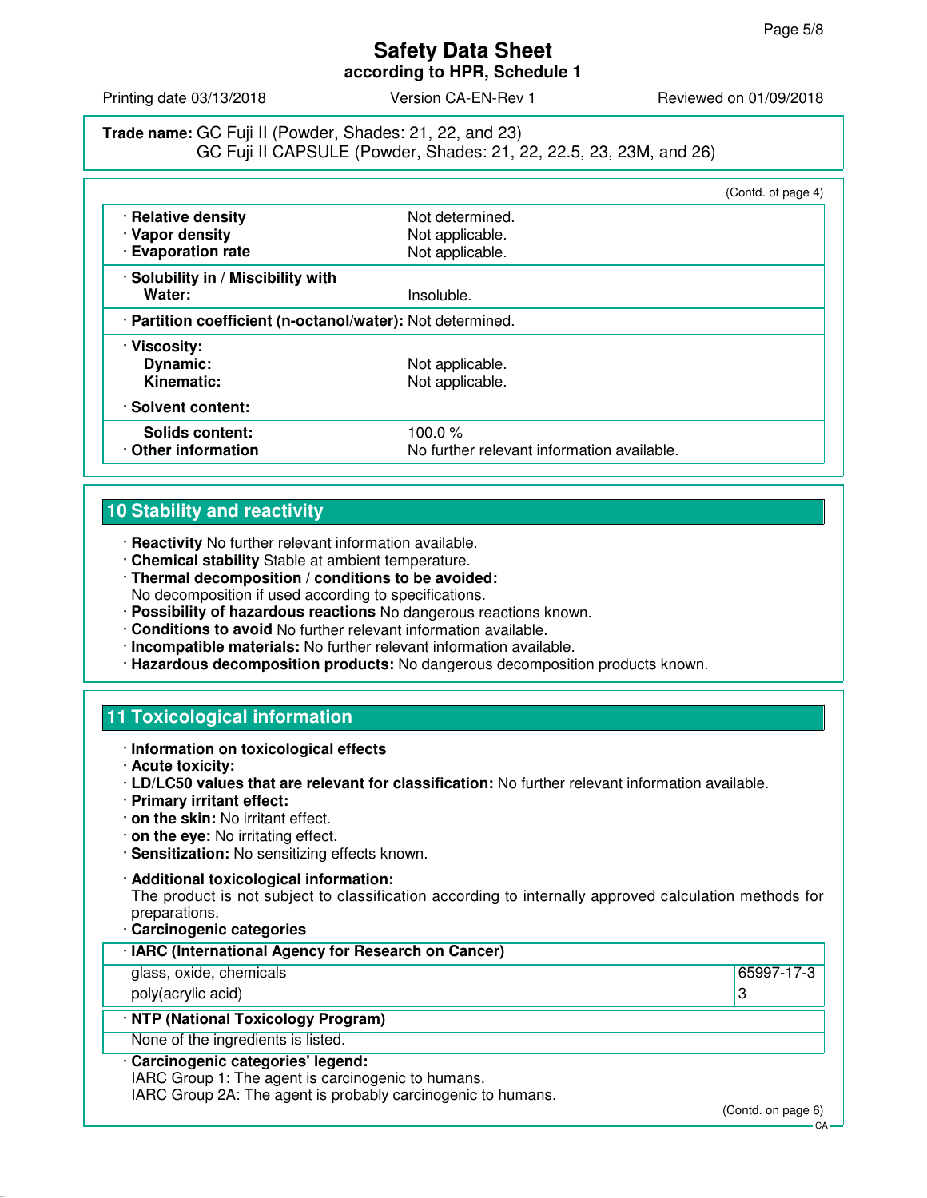**Trade name:** GC Fuji II (Powder, Shades: 21, 22, and 23)
GC Fuji II CAPSULE (Powder, Shades: 21, 22, 22.5, 23, 23M, and 26)

(Contd. of page 4)

| | |
|---|---|
| · **Relative density** | Not determined. |
| · **Vapor density** | Not applicable. |
| · **Evaporation rate** | Not applicable. |
| · **Solubility in / Miscibility with** | |
| **Water:** | Insoluble. |
| · **Partition coefficient (n-octanol/water):** | Not determined. |
| · **Viscosity:** | |
| **Dynamic:** | Not applicable. |
| **Kinematic:** | Not applicable. |
| · **Solvent content:** | |
| **Solids content:** | 100.0 % |
| · **Other information** | No further relevant information available. |

## 10 Stability and reactivity

· **Reactivity** No further relevant information available.
· **Chemical stability** Stable at ambient temperature.
· **Thermal decomposition / conditions to be avoided:**
No decomposition if used according to specifications.
· **Possibility of hazardous reactions** No dangerous reactions known.
· **Conditions to avoid** No further relevant information available.
· **Incompatible materials:** No further relevant information available.
· **Hazardous decomposition products:** No dangerous decomposition products known.

## 11 Toxicological information

· **Information on toxicological effects**
· **Acute toxicity:**
· **LD/LC50 values that are relevant for classification:** No further relevant information available.
· **Primary irritant effect:**
· **on the skin:** No irritant effect.
· **on the eye:** No irritating effect.
· **Sensitization:** No sensitizing effects known.

· **Additional toxicological information:**
The product is not subject to classification according to internally approved calculation methods for preparations.
· **Carcinogenic categories**

| · **IARC (International Agency for Research on Cancer)** | |
|---|---|
| glass, oxide, chemicals | 65997-17-3 |
| poly(acrylic acid) | 3 |

| · **NTP (National Toxicology Program)** |
|---|
| None of the ingredients is listed. |

· **Carcinogenic categories' legend:**
IARC Group 1: The agent is carcinogenic to humans.
IARC Group 2A: The agent is probably carcinogenic to humans.

(Contd. on page 6)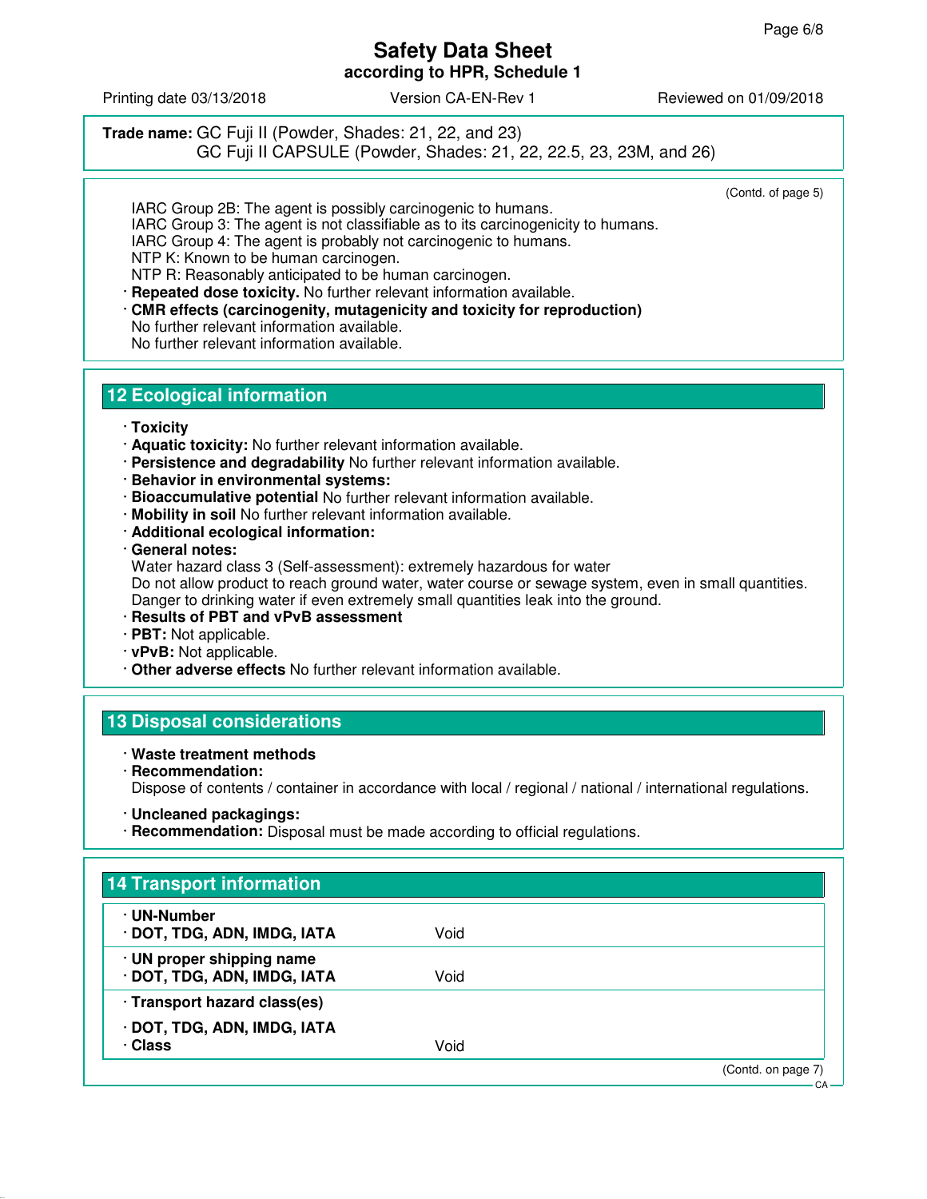(Contd. of page 5)

IARC Group 2B: The agent is possibly carcinogenic to humans.
IARC Group 3: The agent is not classifiable as to its carcinogenicity to humans.
IARC Group 4: The agent is probably not carcinogenic to humans.
NTP K: Known to be human carcinogen.
NTP R: Reasonably anticipated to be human carcinogen.

· **Repeated dose toxicity.** No further relevant information available.
· **CMR effects (carcinogenity, mutagenicity and toxicity for reproduction)**
No further relevant information available.
No further relevant information available.

## 12 Ecological information

· **Toxicity**
· **Aquatic toxicity:** No further relevant information available.
· **Persistence and degradability** No further relevant information available.
· **Behavior in environmental systems:**
· **Bioaccumulative potential** No further relevant information available.
· **Mobility in soil** No further relevant information available.
· **Additional ecological information:**
· **General notes:**
Water hazard class 3 (Self-assessment): extremely hazardous for water
Do not allow product to reach ground water, water course or sewage system, even in small quantities.
Danger to drinking water if even extremely small quantities leak into the ground.
· **Results of PBT and vPvB assessment**
· **PBT:** Not applicable.
· **vPvB:** Not applicable.
· **Other adverse effects** No further relevant information available.

## 13 Disposal considerations

· **Waste treatment methods**
· **Recommendation:**
Dispose of contents / container in accordance with local / regional / national / international regulations.

· **Uncleaned packagings:**
· **Recommendation:** Disposal must be made according to official regulations.

## 14 Transport information

| | |
|---|---|
| · **UN-Number**<br>· **DOT, TDG, ADN, IMDG, IATA** | Void |
| · **UN proper shipping name**<br>· **DOT, TDG, ADN, IMDG, IATA** | Void |
| · **Transport hazard class(es)** | |
| · **DOT, TDG, ADN, IMDG, IATA**<br>· **Class** | Void |

(Contd. on page 7)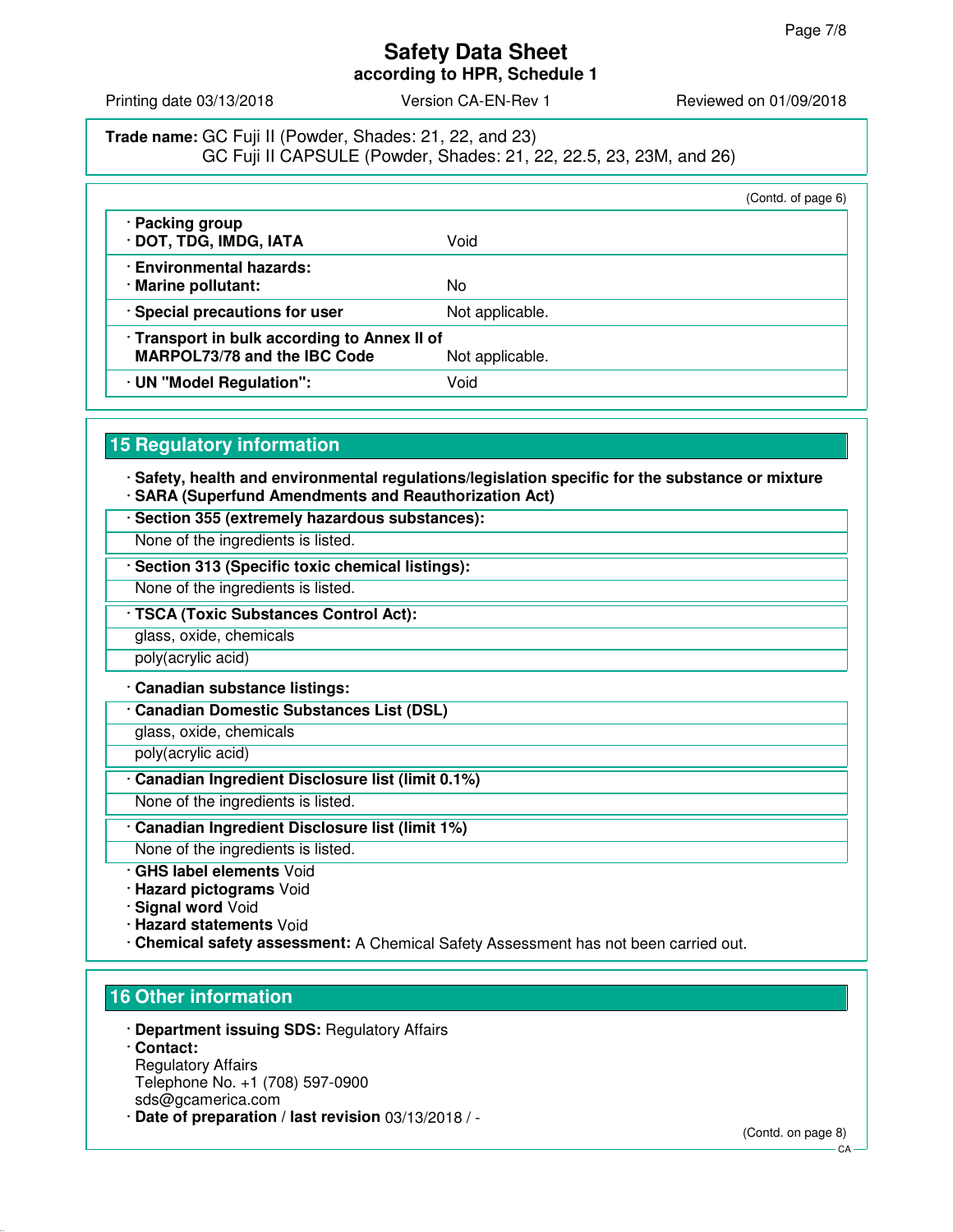# Safety Data Sheet
**according to HPR, Schedule 1**

Printing date 03/13/2018 | Version CA-EN-Rev 1 | Reviewed on 01/09/2018

**Trade name:** GC Fuji II (Powder, Shades: 21, 22, and 23)
GC Fuji II CAPSULE (Powder, Shades: 21, 22, 22.5, 23, 23M, and 26)

(Contd. of page 6)

| | |
|---|---|
| · **Packing group**<br>· **DOT, TDG, IMDG, IATA** | Void |
| · **Environmental hazards:**<br>· **Marine pollutant:** | No |
| · **Special precautions for user** | Not applicable. |
| · **Transport in bulk according to Annex II of MARPOL73/78 and the IBC Code** | Not applicable. |
| · **UN "Model Regulation":** | Void |

## 15 Regulatory information

· **Safety, health and environmental regulations/legislation specific for the substance or mixture**
· **SARA (Superfund Amendments and Reauthorization Act)**

· **Section 355 (extremely hazardous substances):**
None of the ingredients is listed.

· **Section 313 (Specific toxic chemical listings):**
None of the ingredients is listed.

· **TSCA (Toxic Substances Control Act):**
glass, oxide, chemicals
poly(acrylic acid)

· **Canadian substance listings:**

· **Canadian Domestic Substances List (DSL)**
glass, oxide, chemicals
poly(acrylic acid)

· **Canadian Ingredient Disclosure list (limit 0.1%)**
None of the ingredients is listed.

· **Canadian Ingredient Disclosure list (limit 1%)**
None of the ingredients is listed.

· **GHS label elements** Void
· **Hazard pictograms** Void
· **Signal word** Void
· **Hazard statements** Void
· **Chemical safety assessment:** A Chemical Safety Assessment has not been carried out.

## 16 Other information

· **Department issuing SDS:** Regulatory Affairs
· **Contact:**
Regulatory Affairs
Telephone No. +1 (708) 597-0900
sds@gcamerica.com
· **Date of preparation / last revision** 03/13/2018 / -

(Contd. on page 8)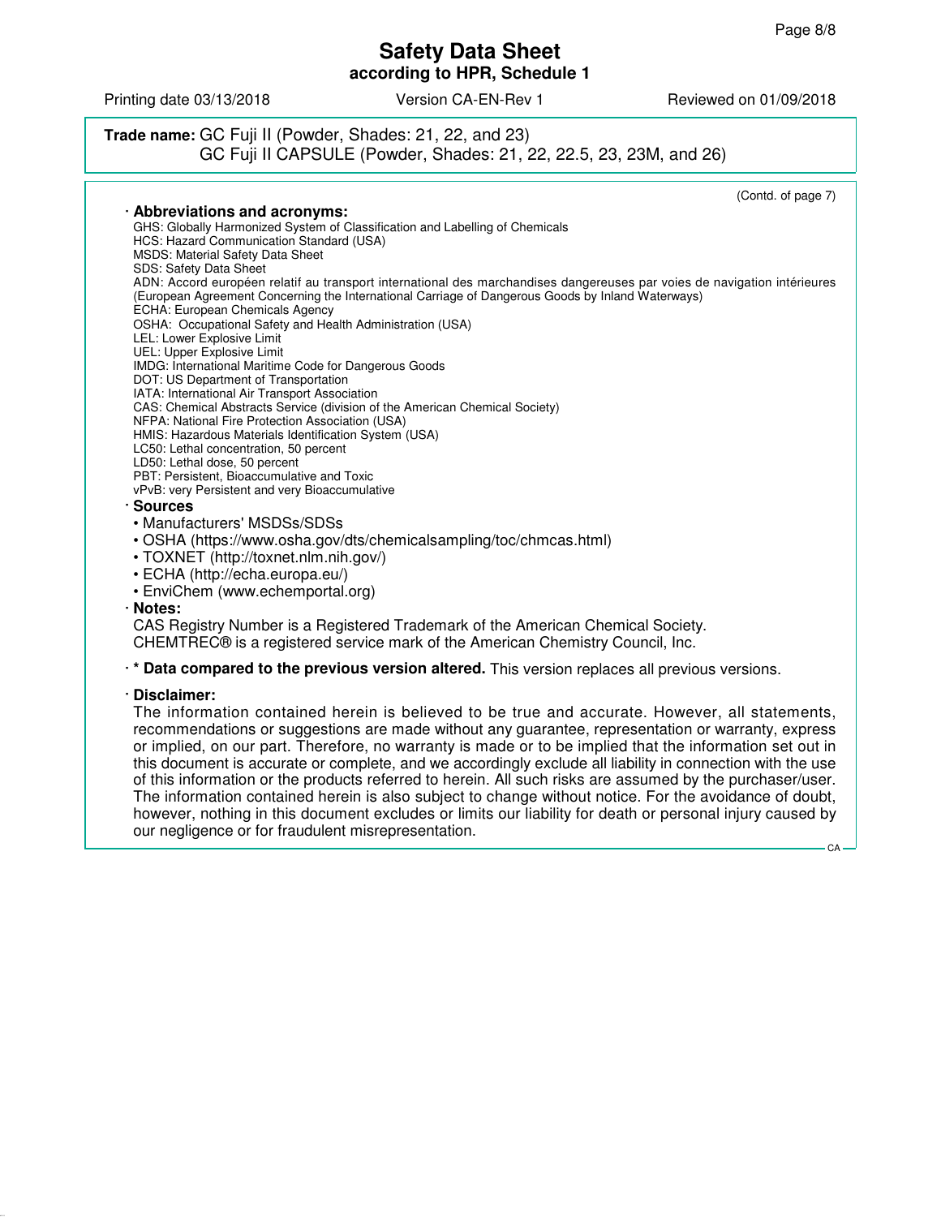# Safety Data Sheet
**according to HPR, Schedule 1**

Printing date 03/13/2018 | Version CA-EN-Rev 1 | Reviewed on 01/09/2018

**Trade name:** GC Fuji II (Powder, Shades: 21, 22, and 23)
GC Fuji II CAPSULE (Powder, Shades: 21, 22, 22.5, 23, 23M, and 26)

(Contd. of page 7)

· **Abbreviations and acronyms:**
GHS: Globally Harmonized System of Classification and Labelling of Chemicals
HCS: Hazard Communication Standard (USA)
MSDS: Material Safety Data Sheet
SDS: Safety Data Sheet
ADN: Accord européen relatif au transport international des marchandises dangereuses par voies de navigation intérieures (European Agreement Concerning the International Carriage of Dangerous Goods by Inland Waterways)
ECHA: European Chemicals Agency
OSHA: Occupational Safety and Health Administration (USA)
LEL: Lower Explosive Limit
UEL: Upper Explosive Limit
IMDG: International Maritime Code for Dangerous Goods
DOT: US Department of Transportation
IATA: International Air Transport Association
CAS: Chemical Abstracts Service (division of the American Chemical Society)
NFPA: National Fire Protection Association (USA)
HMIS: Hazardous Materials Identification System (USA)
LC50: Lethal concentration, 50 percent
LD50: Lethal dose, 50 percent
PBT: Persistent, Bioaccumulative and Toxic
vPvB: very Persistent and very Bioaccumulative

· **Sources**
- Manufacturers' MSDSs/SDSs
- OSHA (https://www.osha.gov/dts/chemicalsampling/toc/chmcas.html)
- TOXNET (http://toxnet.nlm.nih.gov/)
- ECHA (http://echa.europa.eu/)
- EnviChem (www.echemportal.org)

· **Notes:**
CAS Registry Number is a Registered Trademark of the American Chemical Society.
CHEMTREC® is a registered service mark of the American Chemistry Council, Inc.

· **\* Data compared to the previous version altered.** This version replaces all previous versions.

· **Disclaimer:**
The information contained herein is believed to be true and accurate. However, all statements, recommendations or suggestions are made without any guarantee, representation or warranty, express or implied, on our part. Therefore, no warranty is made or to be implied that the information set out in this document is accurate or complete, and we accordingly exclude all liability in connection with the use of this information or the products referred to herein. All such risks are assumed by the purchaser/user. The information contained herein is also subject to change without notice. For the avoidance of doubt, however, nothing in this document excludes or limits our liability for death or personal injury caused by our negligence or for fraudulent misrepresentation.

CA